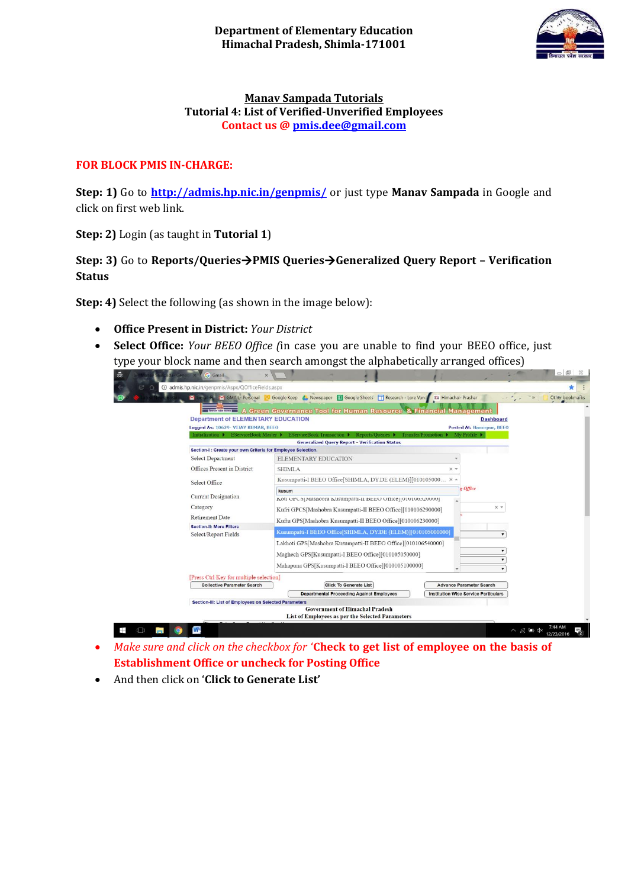**Department of Elementary Education**
**Himachal Pradesh, Shimla-171001**

## Manav Sampada Tutorials

### Tutorial 4: List of Verified-Unverified Employees

**Contact us @ [pmis.dee@gmail.com](mailto:pmis.dee@gmail.com)**

**FOR BLOCK PMIS IN-CHARGE:**

**Step: 1)** Go to **[http://admis.hp.nic.in/genpmis/](http://admis.hp.nic.in/genpmis/)** or just type **Manav Sampada** in Google and click on first web link.

**Step: 2)** Login (as taught in **Tutorial 1**)

**Step: 3)** Go to **Reports/Queries→PMIS Queries→Generalized Query Report – Verification Status**

**Step: 4)** Select the following (as shown in the image below):

- **Office Present in District:** *Your District*
- **Select Office:** *Your BEEO Office (*in case you are unable to find your BEEO office, just type your block name and then search amongst the alphabetically arranged offices)
- *Make sure and click on the checkbox for* **'Check to get list of employee on the basis of Establishment Office or uncheck for Posting Office**
- And then click on '**Click to Generate List**'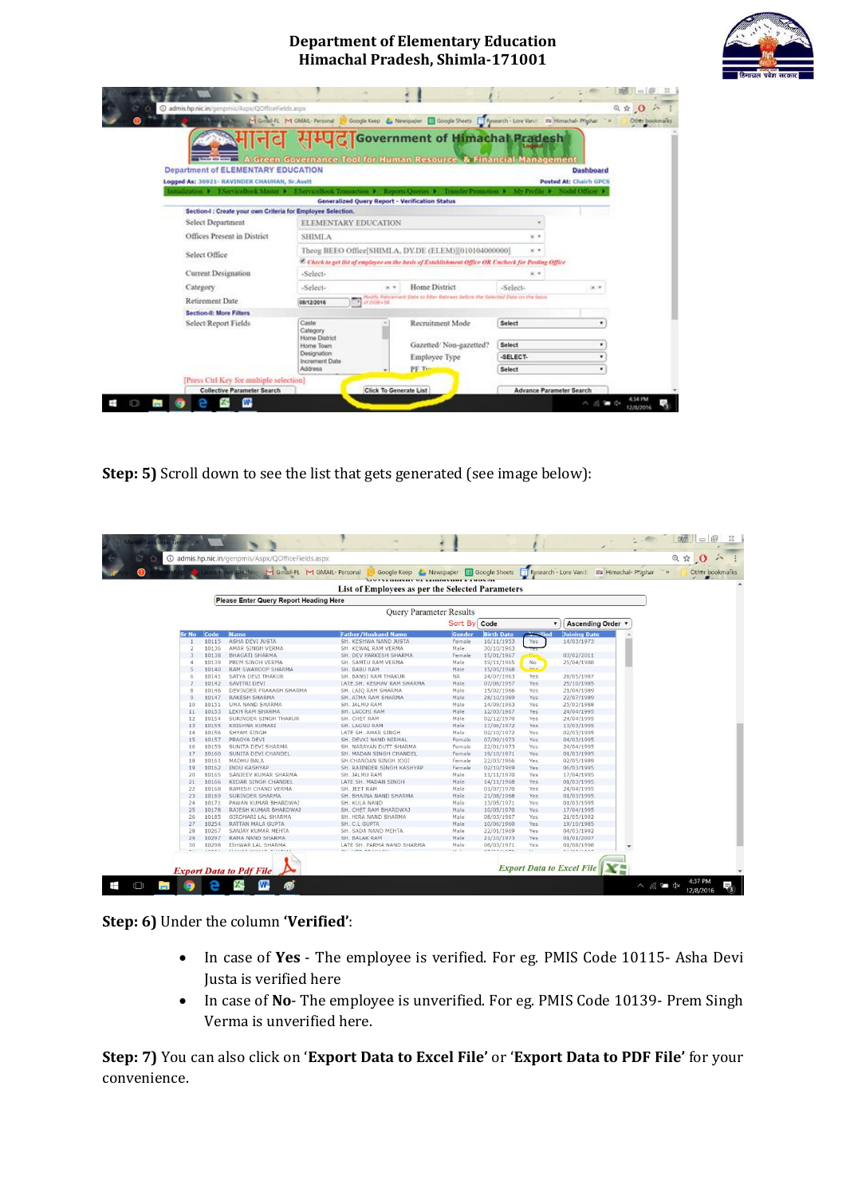# Department of Elementary Education
## Himachal Pradesh, Shimla-171001

**Step: 5)** Scroll down to see the list that gets generated (see image below):

**Step: 6)** Under the column **'Verified'**:

- In case of **Yes** - The employee is verified. For eg. PMIS Code 10115- Asha Devi Justa is verified here
- In case of **No**- The employee is unverified. For eg. PMIS Code 10139- Prem Singh Verma is unverified here.

**Step: 7)** You can also click on '**Export Data to Excel File**' or '**Export Data to PDF File**' for your convenience.